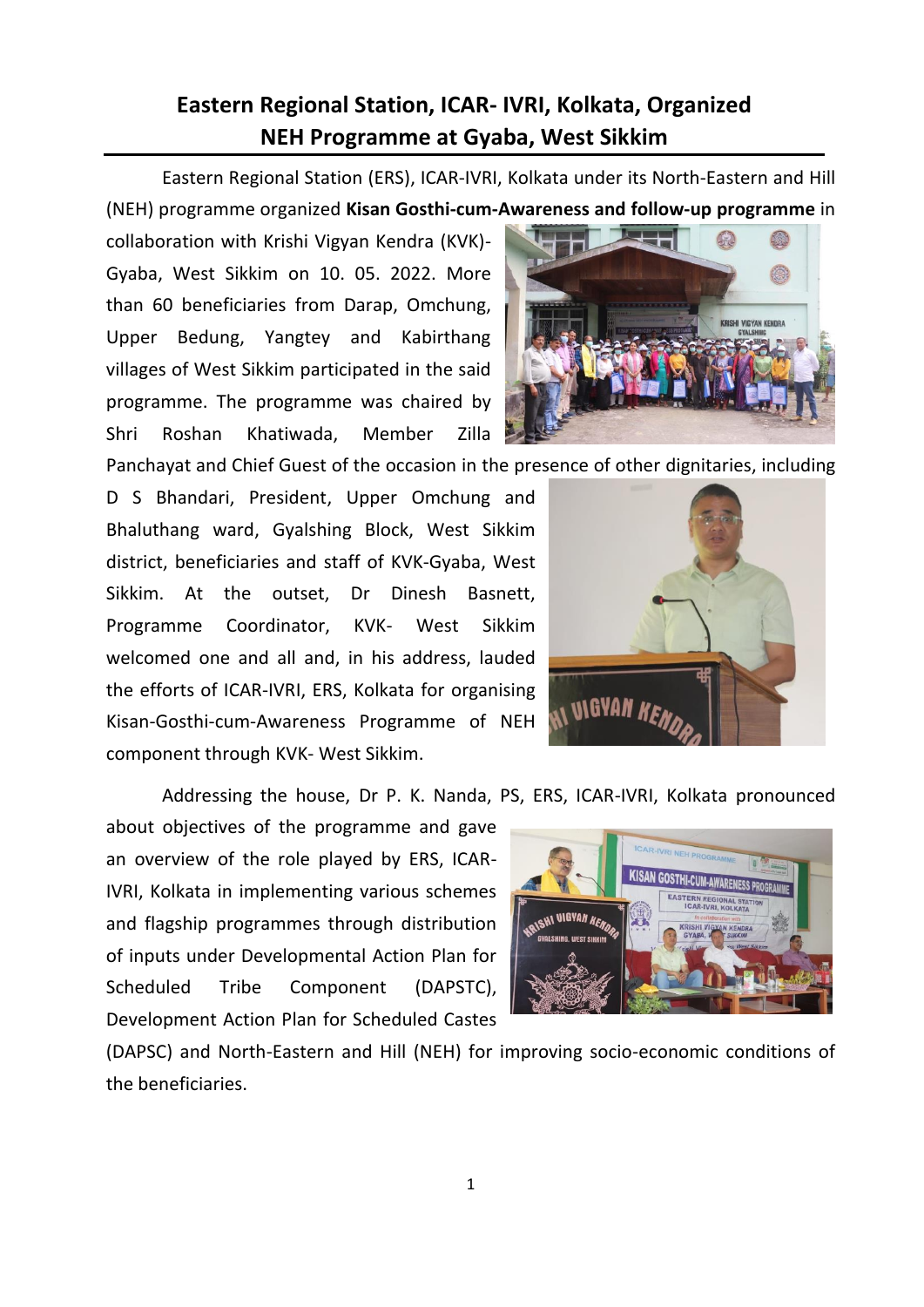# Eastern Regional Station, ICAR- IVRI, Kolkata, Organized NEH Programme at Gyaba, West Sikkim

Eastern Regional Station (ERS), ICAR-IVRI, Kolkata under its North-Eastern and Hill (NEH) programme organized **Kisan Gosthi-cum-Awareness and follow-up programme** in collaboration with Krishi Vigyan Kendra (KVK)-Gyaba, West Sikkim on 10. 05. 2022. More than 60 beneficiaries from Darap, Omchung, Upper Bedung, Yangtey and Kabirthang villages of West Sikkim participated in the said programme. The programme was chaired by Shri Roshan Khatiwada, Member Zilla Panchayat and Chief Guest of the occasion in the presence of other dignitaries, including D S Bhandari, President, Upper Omchung and Bhaluthang ward, Gyalshing Block, West Sikkim district, beneficiaries and staff of KVK-Gyaba, West Sikkim. At the outset, Dr Dinesh Basnett, Programme Coordinator, KVK- West Sikkim welcomed one and all and, in his address, lauded the efforts of ICAR-IVRI, ERS, Kolkata for organising Kisan-Gosthi-cum-Awareness Programme of NEH component through KVK- West Sikkim.

Addressing the house, Dr P. K. Nanda, PS, ERS, ICAR-IVRI, Kolkata pronounced about objectives of the programme and gave an overview of the role played by ERS, ICAR-IVRI, Kolkata in implementing various schemes and flagship programmes through distribution of inputs under Developmental Action Plan for Scheduled Tribe Component (DAPSTC), Development Action Plan for Scheduled Castes (DAPSC) and North-Eastern and Hill (NEH) for improving socio-economic conditions of the beneficiaries.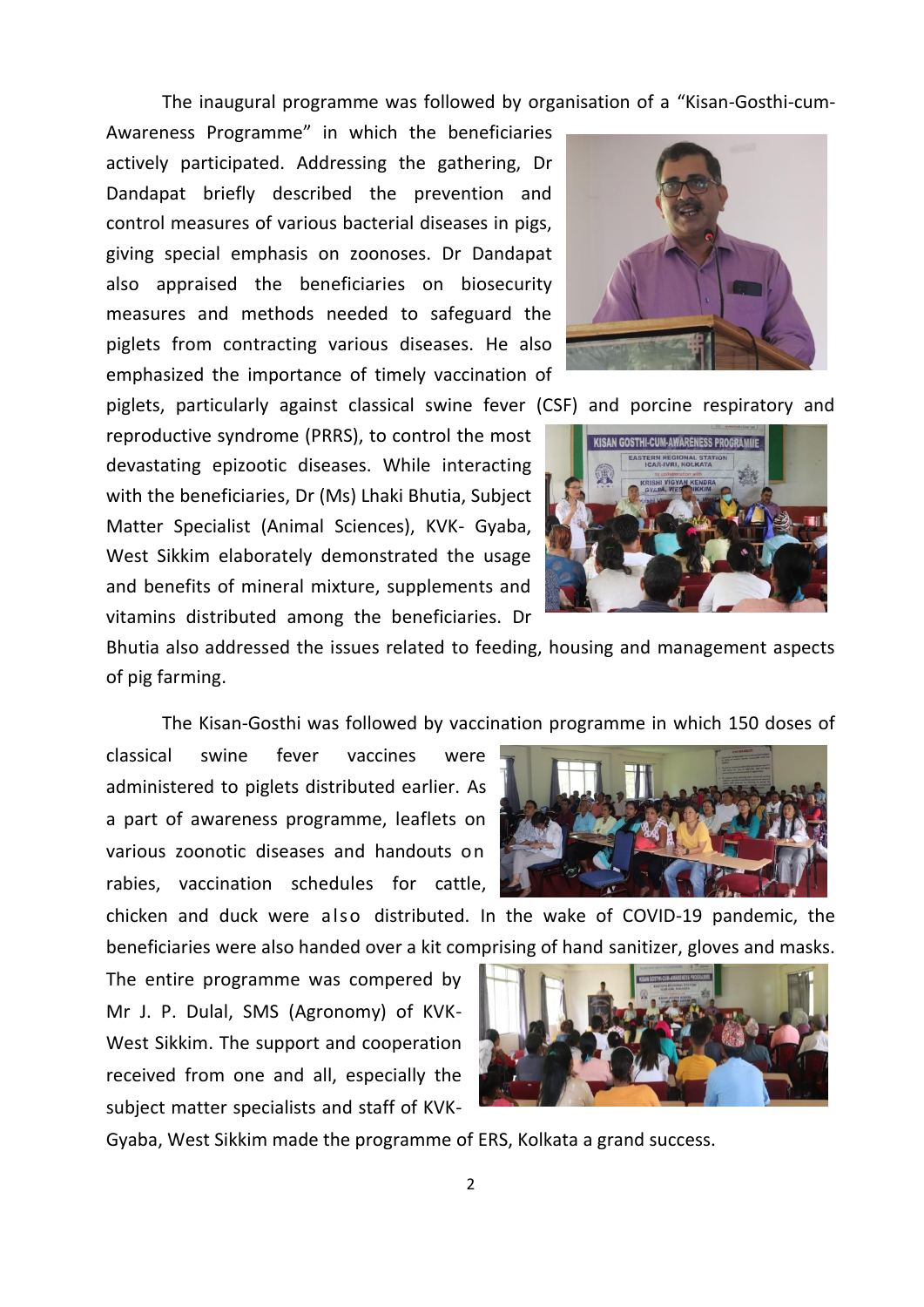The inaugural programme was followed by organisation of a "Kisan-Gosthi-cum-Awareness Programme" in which the beneficiaries actively participated. Addressing the gathering, Dr Dandapat briefly described the prevention and control measures of various bacterial diseases in pigs, giving special emphasis on zoonoses. Dr Dandapat also appraised the beneficiaries on biosecurity measures and methods needed to safeguard the piglets from contracting various diseases. He also emphasized the importance of timely vaccination of piglets, particularly against classical swine fever (CSF) and porcine respiratory and reproductive syndrome (PRRS), to control the most devastating epizootic diseases. While interacting with the beneficiaries, Dr (Ms) Lhaki Bhutia, Subject Matter Specialist (Animal Sciences), KVK- Gyaba, West Sikkim elaborately demonstrated the usage and benefits of mineral mixture, supplements and vitamins distributed among the beneficiaries. Dr Bhutia also addressed the issues related to feeding, housing and management aspects of pig farming.

The Kisan-Gosthi was followed by vaccination programme in which 150 doses of classical swine fever vaccines were administered to piglets distributed earlier. As a part of awareness programme, leaflets on various zoonotic diseases and handouts on rabies, vaccination schedules for cattle, chicken and duck were also distributed. In the wake of COVID-19 pandemic, the beneficiaries were also handed over a kit comprising of hand sanitizer, gloves and masks. The entire programme was compered by Mr J. P. Dulal, SMS (Agronomy) of KVK-West Sikkim. The support and cooperation received from one and all, especially the subject matter specialists and staff of KVK-Gyaba, West Sikkim made the programme of ERS, Kolkata a grand success.